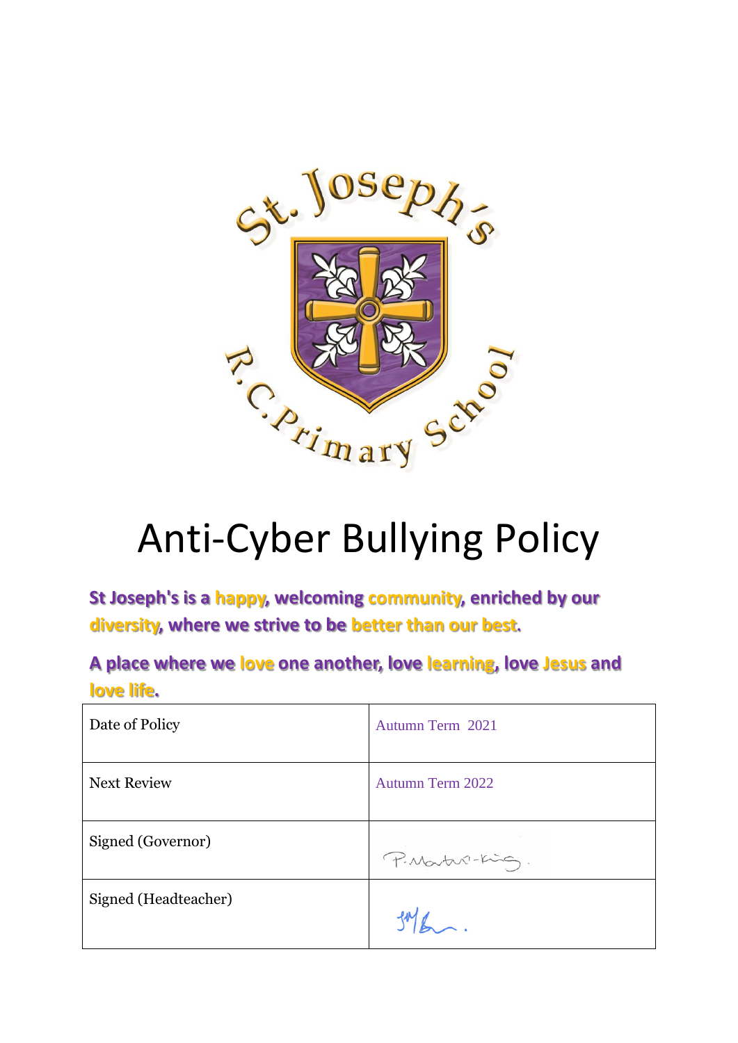# Anti-Cyber Bullying Policy

**St Joseph's is a happy, welcoming community, enriched by our diversity, where we strive to be better than our best.**

**A place where we love one another, love learning, love Jesus and love life.**

| Date of Policy | Autumn Term 2021 |
| --- | --- |
| Next Review | Autumn Term 2022 |
| Signed (Governor) | P. Martin-King. |
| Signed (Headteacher) | |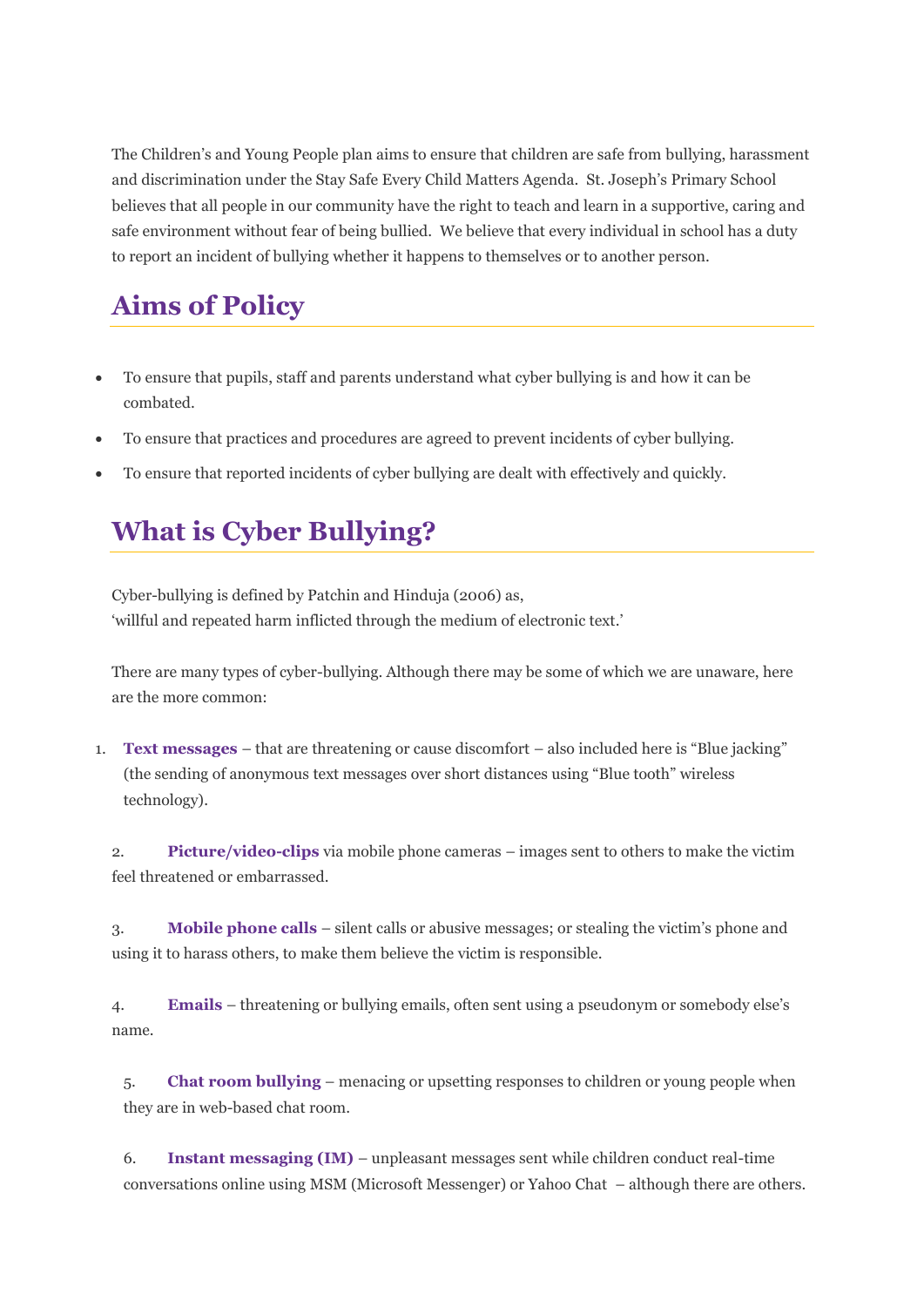The Children's and Young People plan aims to ensure that children are safe from bullying, harassment and discrimination under the Stay Safe Every Child Matters Agenda. St. Joseph's Primary School believes that all people in our community have the right to teach and learn in a supportive, caring and safe environment without fear of being bullied. We believe that every individual in school has a duty to report an incident of bullying whether it happens to themselves or to another person.

## Aims of Policy

- To ensure that pupils, staff and parents understand what cyber bullying is and how it can be combated.
- To ensure that practices and procedures are agreed to prevent incidents of cyber bullying.
- To ensure that reported incidents of cyber bullying are dealt with effectively and quickly.

## What is Cyber Bullying?

Cyber-bullying is defined by Patchin and Hinduja (2006) as,
'willful and repeated harm inflicted through the medium of electronic text.'

There are many types of cyber-bullying. Although there may be some of which we are unaware, here are the more common:

1. **Text messages** – that are threatening or cause discomfort – also included here is "Blue jacking" (the sending of anonymous text messages over short distances using "Blue tooth" wireless technology).

2. **Picture/video-clips** via mobile phone cameras – images sent to others to make the victim feel threatened or embarrassed.

3. **Mobile phone calls** – silent calls or abusive messages; or stealing the victim's phone and using it to harass others, to make them believe the victim is responsible.

4. **Emails** – threatening or bullying emails, often sent using a pseudonym or somebody else's name.

5. **Chat room bullying** – menacing or upsetting responses to children or young people when they are in web-based chat room.

6. **Instant messaging (IM)** – unpleasant messages sent while children conduct real-time conversations online using MSM (Microsoft Messenger) or Yahoo Chat – although there are others.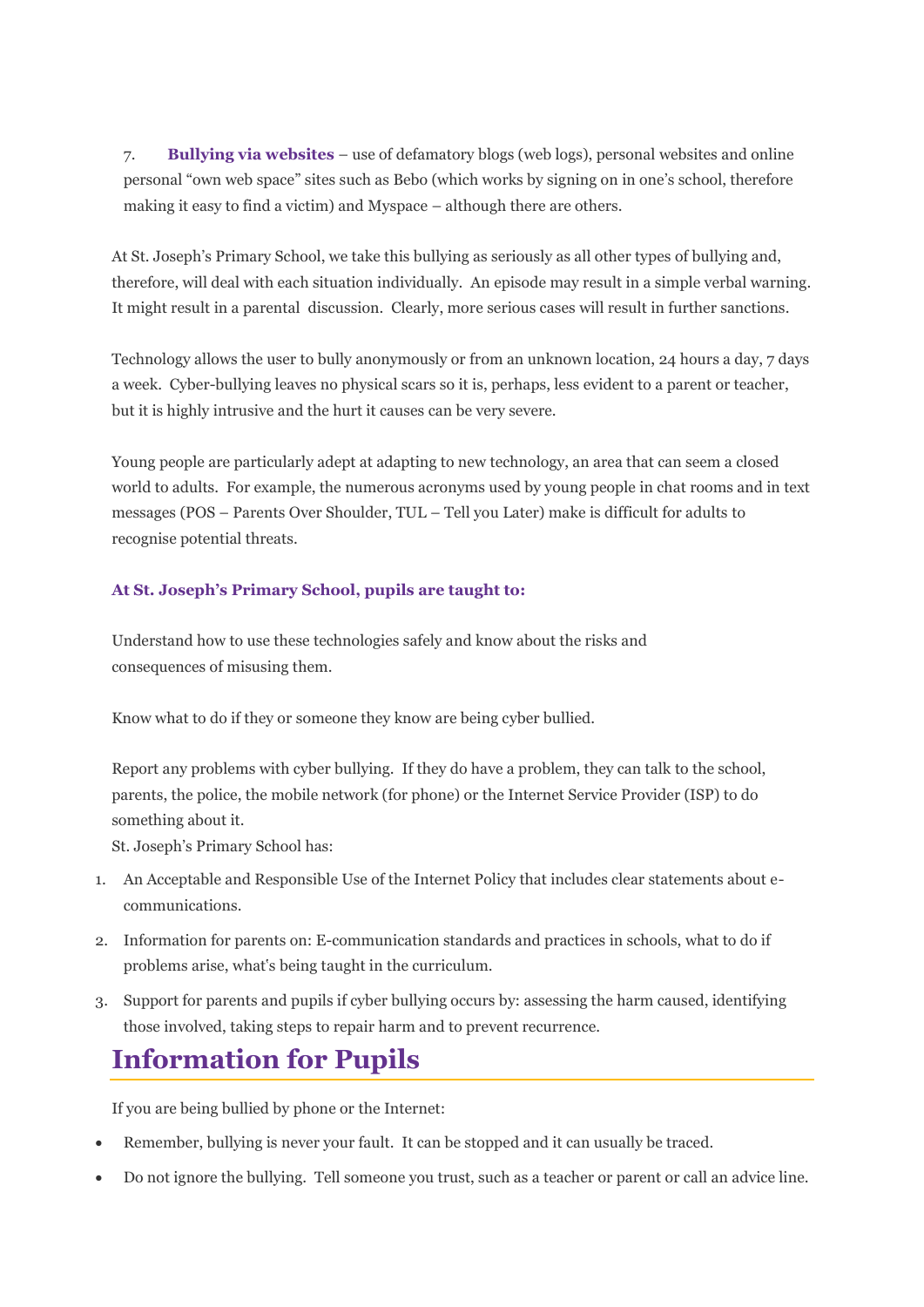7. **Bullying via websites** – use of defamatory blogs (web logs), personal websites and online personal "own web space" sites such as Bebo (which works by signing on in one's school, therefore making it easy to find a victim) and Myspace – although there are others.

At St. Joseph's Primary School, we take this bullying as seriously as all other types of bullying and, therefore, will deal with each situation individually. An episode may result in a simple verbal warning. It might result in a parental discussion. Clearly, more serious cases will result in further sanctions.

Technology allows the user to bully anonymously or from an unknown location, 24 hours a day, 7 days a week. Cyber-bullying leaves no physical scars so it is, perhaps, less evident to a parent or teacher, but it is highly intrusive and the hurt it causes can be very severe.

Young people are particularly adept at adapting to new technology, an area that can seem a closed world to adults. For example, the numerous acronyms used by young people in chat rooms and in text messages (POS – Parents Over Shoulder, TUL – Tell you Later) make is difficult for adults to recognise potential threats.

**At St. Joseph's Primary School, pupils are taught to:**

Understand how to use these technologies safely and know about the risks and consequences of misusing them.

Know what to do if they or someone they know are being cyber bullied.

Report any problems with cyber bullying. If they do have a problem, they can talk to the school, parents, the police, the mobile network (for phone) or the Internet Service Provider (ISP) to do something about it.

St. Joseph's Primary School has:

1. An Acceptable and Responsible Use of the Internet Policy that includes clear statements about e-communications.
2. Information for parents on: E-communication standards and practices in schools, what to do if problems arise, what's being taught in the curriculum.
3. Support for parents and pupils if cyber bullying occurs by: assessing the harm caused, identifying those involved, taking steps to repair harm and to prevent recurrence.

## Information for Pupils

If you are being bullied by phone or the Internet:

- Remember, bullying is never your fault. It can be stopped and it can usually be traced.
- Do not ignore the bullying. Tell someone you trust, such as a teacher or parent or call an advice line.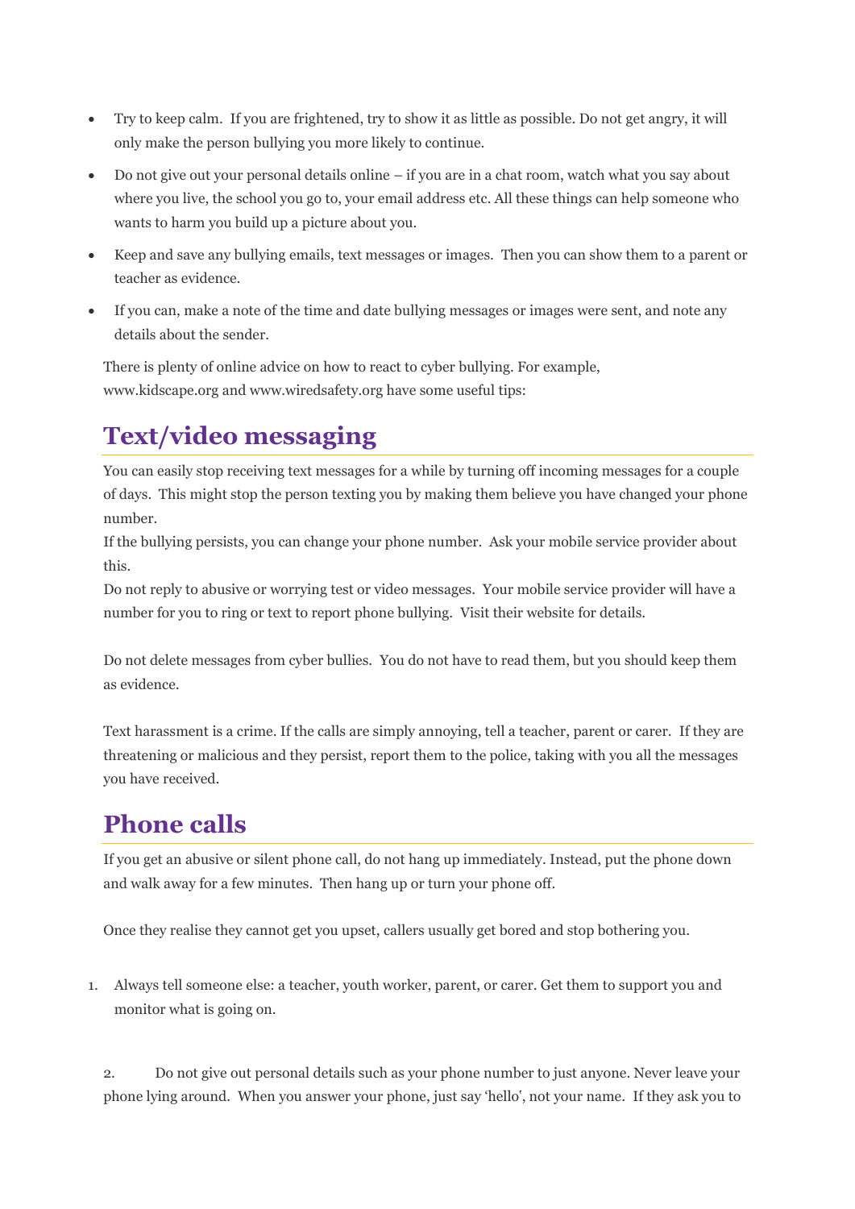- Try to keep calm. If you are frightened, try to show it as little as possible. Do not get angry, it will only make the person bullying you more likely to continue.
- Do not give out your personal details online – if you are in a chat room, watch what you say about where you live, the school you go to, your email address etc. All these things can help someone who wants to harm you build up a picture about you.
- Keep and save any bullying emails, text messages or images. Then you can show them to a parent or teacher as evidence.
- If you can, make a note of the time and date bullying messages or images were sent, and note any details about the sender.

There is plenty of online advice on how to react to cyber bullying. For example, www.kidscape.org and www.wiredsafety.org have some useful tips:

## Text/video messaging

You can easily stop receiving text messages for a while by turning off incoming messages for a couple of days. This might stop the person texting you by making them believe you have changed your phone number.
If the bullying persists, you can change your phone number. Ask your mobile service provider about this.
Do not reply to abusive or worrying test or video messages. Your mobile service provider will have a number for you to ring or text to report phone bullying. Visit their website for details.

Do not delete messages from cyber bullies. You do not have to read them, but you should keep them as evidence.

Text harassment is a crime. If the calls are simply annoying, tell a teacher, parent or carer. If they are threatening or malicious and they persist, report them to the police, taking with you all the messages you have received.

## Phone calls

If you get an abusive or silent phone call, do not hang up immediately. Instead, put the phone down and walk away for a few minutes. Then hang up or turn your phone off.

Once they realise they cannot get you upset, callers usually get bored and stop bothering you.

1. Always tell someone else: a teacher, youth worker, parent, or carer. Get them to support you and monitor what is going on.

2. Do not give out personal details such as your phone number to just anyone. Never leave your phone lying around. When you answer your phone, just say 'hello', not your name. If they ask you to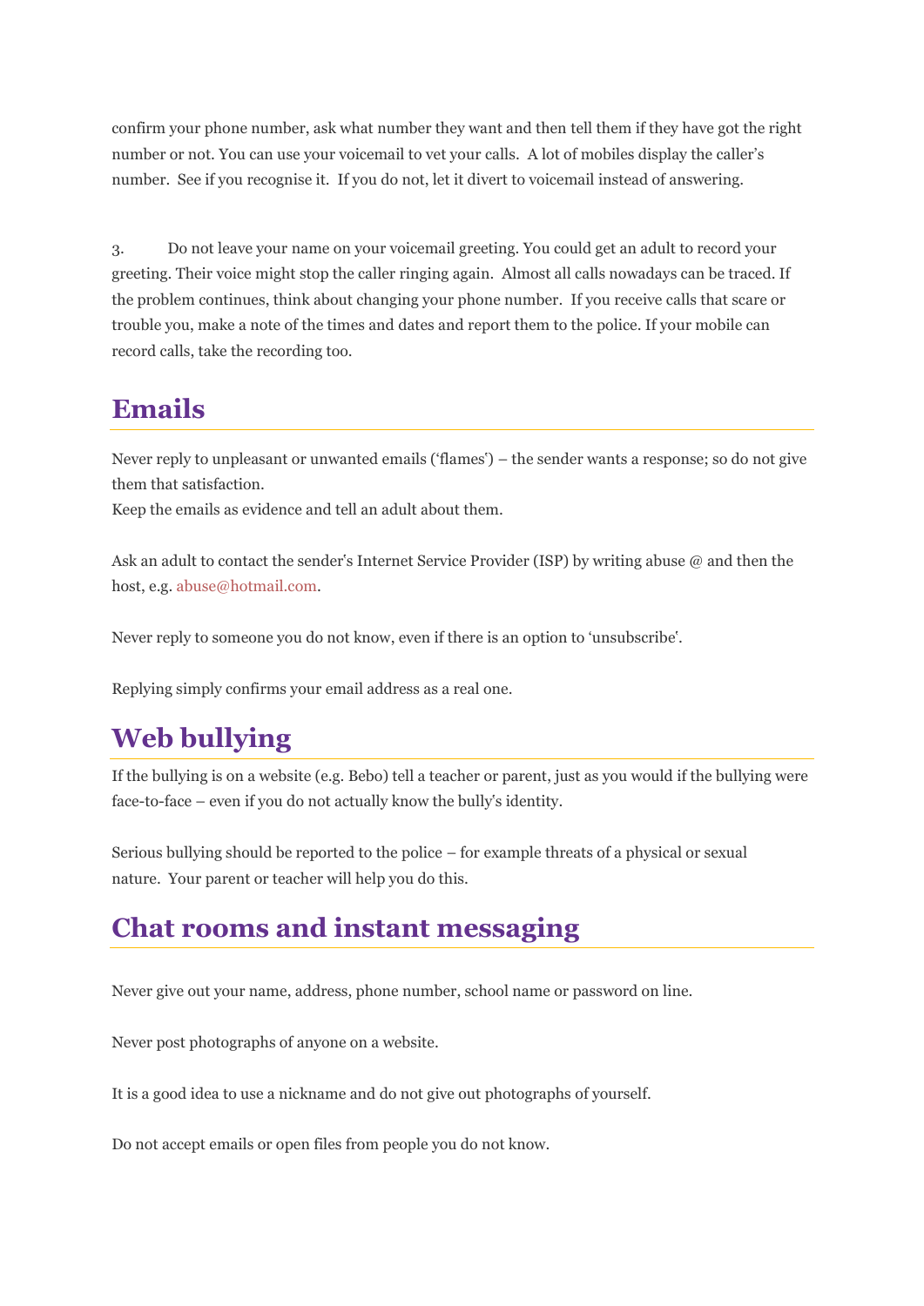confirm your phone number, ask what number they want and then tell them if they have got the right number or not. You can use your voicemail to vet your calls. A lot of mobiles display the caller's number. See if you recognise it. If you do not, let it divert to voicemail instead of answering.

3. Do not leave your name on your voicemail greeting. You could get an adult to record your greeting. Their voice might stop the caller ringing again. Almost all calls nowadays can be traced. If the problem continues, think about changing your phone number. If you receive calls that scare or trouble you, make a note of the times and dates and report them to the police. If your mobile can record calls, take the recording too.

## Emails

Never reply to unpleasant or unwanted emails ('flames') – the sender wants a response; so do not give them that satisfaction.
Keep the emails as evidence and tell an adult about them.

Ask an adult to contact the sender's Internet Service Provider (ISP) by writing abuse @ and then the host, e.g. abuse@hotmail.com.

Never reply to someone you do not know, even if there is an option to 'unsubscribe'.

Replying simply confirms your email address as a real one.

## Web bullying

If the bullying is on a website (e.g. Bebo) tell a teacher or parent, just as you would if the bullying were face-to-face – even if you do not actually know the bully's identity.

Serious bullying should be reported to the police – for example threats of a physical or sexual nature. Your parent or teacher will help you do this.

## Chat rooms and instant messaging

Never give out your name, address, phone number, school name or password on line.

Never post photographs of anyone on a website.

It is a good idea to use a nickname and do not give out photographs of yourself.

Do not accept emails or open files from people you do not know.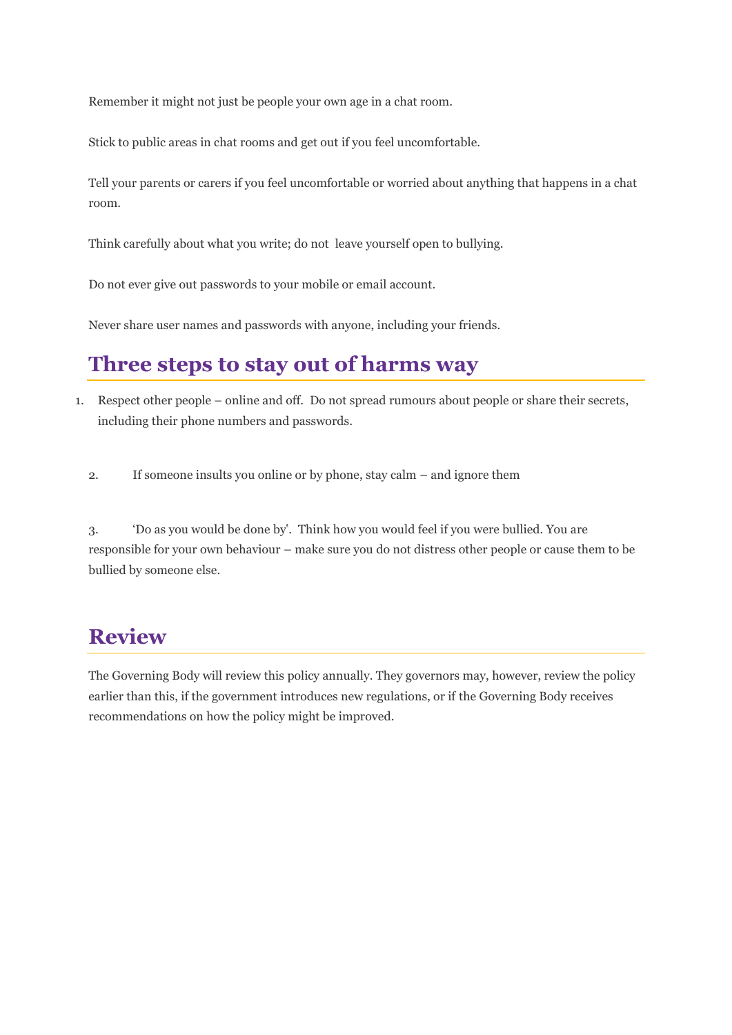Remember it might not just be people your own age in a chat room.

Stick to public areas in chat rooms and get out if you feel uncomfortable.

Tell your parents or carers if you feel uncomfortable or worried about anything that happens in a chat room.

Think carefully about what you write; do not leave yourself open to bullying.

Do not ever give out passwords to your mobile or email account.

Never share user names and passwords with anyone, including your friends.

## Three steps to stay out of harms way

1. Respect other people – online and off. Do not spread rumours about people or share their secrets, including their phone numbers and passwords.

2. If someone insults you online or by phone, stay calm – and ignore them

3. 'Do as you would be done by'. Think how you would feel if you were bullied. You are responsible for your own behaviour – make sure you do not distress other people or cause them to be bullied by someone else.

## Review

The Governing Body will review this policy annually. They governors may, however, review the policy earlier than this, if the government introduces new regulations, or if the Governing Body receives recommendations on how the policy might be improved.